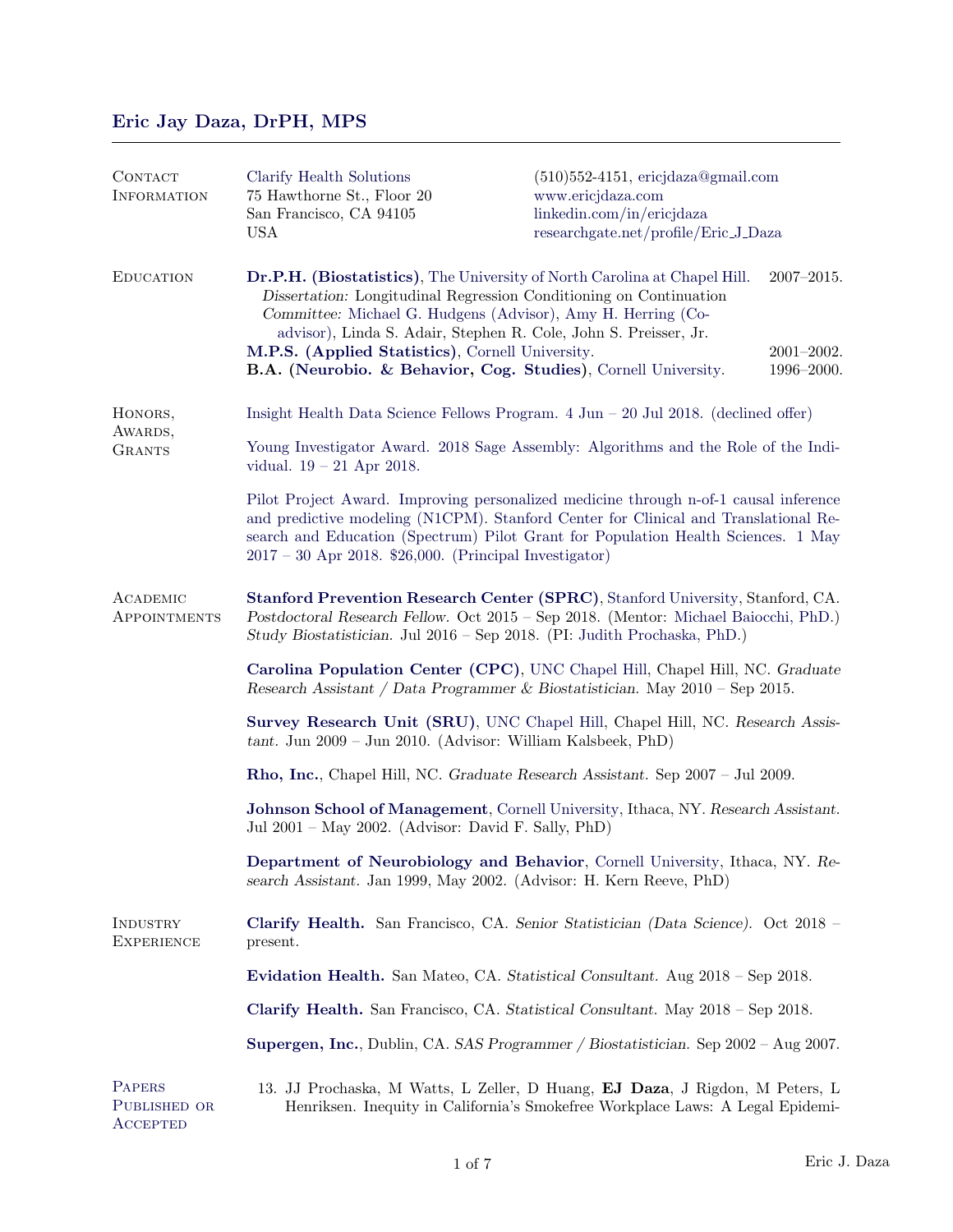# Eric Jay Daza, DrPH, MPS

## Contact Information

Clarify Health Solutions
75 Hawthorne St., Floor 20
San Francisco, CA 94105
USA

(510)552-4151, ericjdaza@gmail.com
www.ericjdaza.com
linkedin.com/in/ericjdaza
researchgate.net/profile/Eric_J_Daza

## Education

**Dr.P.H. (Biostatistics)**, The University of North Carolina at Chapel Hill. 2007–2015.
*Dissertation:* Longitudinal Regression Conditioning on Continuation
*Committee:* Michael G. Hudgens (Advisor), Amy H. Herring (Co-advisor), Linda S. Adair, Stephen R. Cole, John S. Preisser, Jr.

**M.P.S. (Applied Statistics)**, Cornell University. 2001–2002.

**B.A. (Neurobio. & Behavior, Cog. Studies)**, Cornell University. 1996–2000.

## Honors, Awards, Grants

Insight Health Data Science Fellows Program. 4 Jun – 20 Jul 2018. (declined offer)

Young Investigator Award. 2018 Sage Assembly: Algorithms and the Role of the Individual. 19 – 21 Apr 2018.

Pilot Project Award. Improving personalized medicine through n-of-1 causal inference and predictive modeling (N1CPM). Stanford Center for Clinical and Translational Research and Education (Spectrum) Pilot Grant for Population Health Sciences. 1 May 2017 – 30 Apr 2018. $26,000. (Principal Investigator)

## Academic Appointments

**Stanford Prevention Research Center (SPRC)**, Stanford University, Stanford, CA. *Postdoctoral Research Fellow.* Oct 2015 – Sep 2018. (Mentor: Michael Baiocchi, PhD.) *Study Biostatistician.* Jul 2016 – Sep 2018. (PI: Judith Prochaska, PhD.)

**Carolina Population Center (CPC)**, UNC Chapel Hill, Chapel Hill, NC. *Graduate Research Assistant / Data Programmer & Biostatistician.* May 2010 – Sep 2015.

**Survey Research Unit (SRU)**, UNC Chapel Hill, Chapel Hill, NC. *Research Assistant.* Jun 2009 – Jun 2010. (Advisor: William Kalsbeek, PhD)

**Rho, Inc.**, Chapel Hill, NC. *Graduate Research Assistant.* Sep 2007 – Jul 2009.

**Johnson School of Management**, Cornell University, Ithaca, NY. *Research Assistant.* Jul 2001 – May 2002. (Advisor: David F. Sally, PhD)

**Department of Neurobiology and Behavior**, Cornell University, Ithaca, NY. *Research Assistant.* Jan 1999, May 2002. (Advisor: H. Kern Reeve, PhD)

## Industry Experience

**Clarify Health.** San Francisco, CA. *Senior Statistician (Data Science).* Oct 2018 – present.

**Evidation Health.** San Mateo, CA. *Statistical Consultant.* Aug 2018 – Sep 2018.

**Clarify Health.** San Francisco, CA. *Statistical Consultant.* May 2018 – Sep 2018.

**Supergen, Inc.**, Dublin, CA. *SAS Programmer / Biostatistician.* Sep 2002 – Aug 2007.

## Papers Published or Accepted

13. JJ Prochaska, M Watts, L Zeller, D Huang, **EJ Daza**, J Rigdon, M Peters, L Henriksen. Inequity in California's Smokefree Workplace Laws: A Legal Epidemi-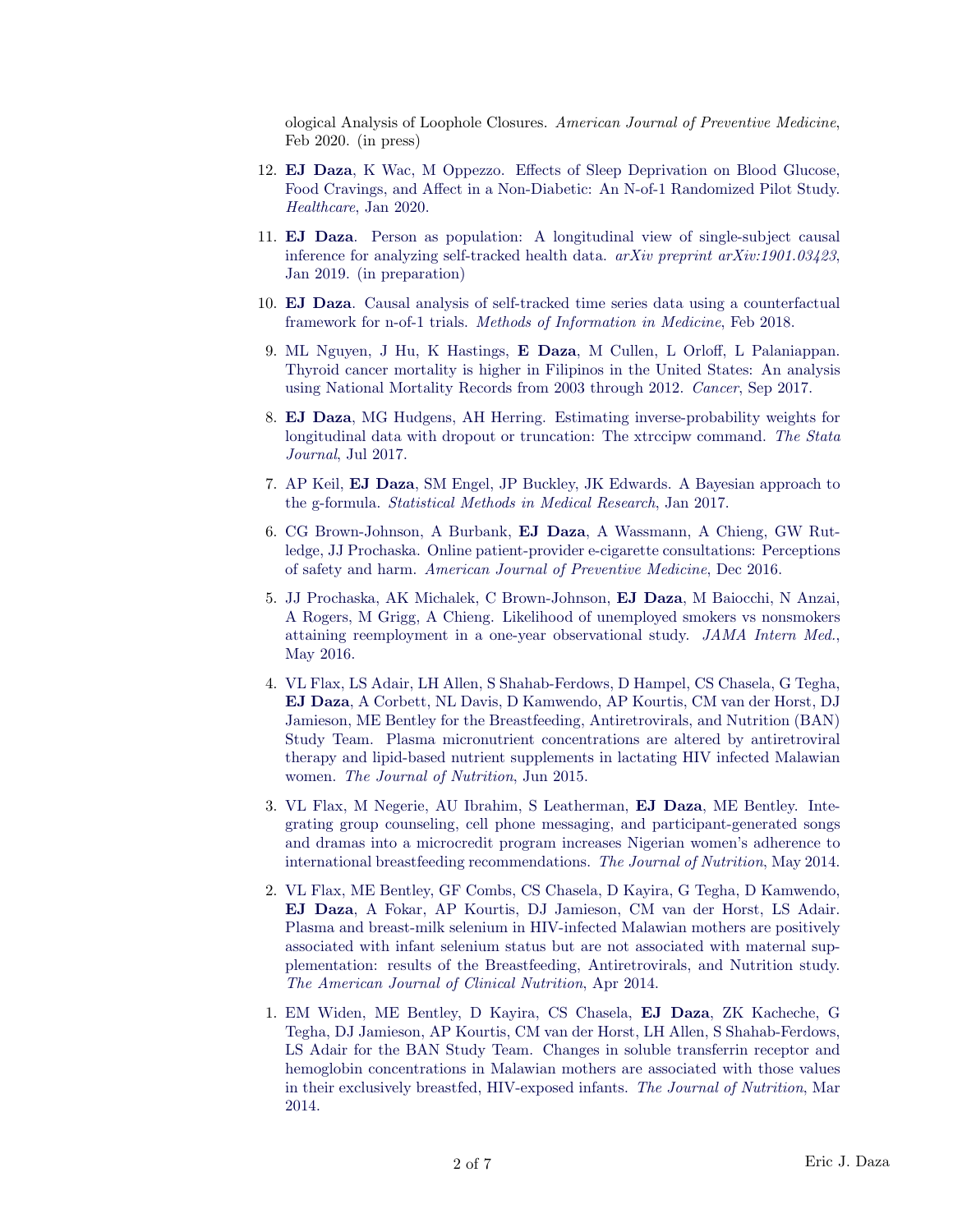ological Analysis of Loophole Closures. *American Journal of Preventive Medicine*, Feb 2020. (in press)

12. **EJ Daza**, K Wac, M Oppezzo. Effects of Sleep Deprivation on Blood Glucose, Food Cravings, and Affect in a Non-Diabetic: An N-of-1 Randomized Pilot Study. *Healthcare*, Jan 2020.

11. **EJ Daza**. Person as population: A longitudinal view of single-subject causal inference for analyzing self-tracked health data. *arXiv preprint arXiv:1901.03423*, Jan 2019. (in preparation)

10. **EJ Daza**. Causal analysis of self-tracked time series data using a counterfactual framework for n-of-1 trials. *Methods of Information in Medicine*, Feb 2018.

9. ML Nguyen, J Hu, K Hastings, **E Daza**, M Cullen, L Orloff, L Palaniappan. Thyroid cancer mortality is higher in Filipinos in the United States: An analysis using National Mortality Records from 2003 through 2012. *Cancer*, Sep 2017.

8. **EJ Daza**, MG Hudgens, AH Herring. Estimating inverse-probability weights for longitudinal data with dropout or truncation: The xtrccipw command. *The Stata Journal*, Jul 2017.

7. AP Keil, **EJ Daza**, SM Engel, JP Buckley, JK Edwards. A Bayesian approach to the g-formula. *Statistical Methods in Medical Research*, Jan 2017.

6. CG Brown-Johnson, A Burbank, **EJ Daza**, A Wassmann, A Chieng, GW Rutledge, JJ Prochaska. Online patient-provider e-cigarette consultations: Perceptions of safety and harm. *American Journal of Preventive Medicine*, Dec 2016.

5. JJ Prochaska, AK Michalek, C Brown-Johnson, **EJ Daza**, M Baiocchi, N Anzai, A Rogers, M Grigg, A Chieng. Likelihood of unemployed smokers vs nonsmokers attaining reemployment in a one-year observational study. *JAMA Intern Med.*, May 2016.

4. VL Flax, LS Adair, LH Allen, S Shahab-Ferdows, D Hampel, CS Chasela, G Tegha, **EJ Daza**, A Corbett, NL Davis, D Kamwendo, AP Kourtis, CM van der Horst, DJ Jamieson, ME Bentley for the Breastfeeding, Antiretrovirals, and Nutrition (BAN) Study Team. Plasma micronutrient concentrations are altered by antiretroviral therapy and lipid-based nutrient supplements in lactating HIV infected Malawian women. *The Journal of Nutrition*, Jun 2015.

3. VL Flax, M Negerie, AU Ibrahim, S Leatherman, **EJ Daza**, ME Bentley. Integrating group counseling, cell phone messaging, and participant-generated songs and dramas into a microcredit program increases Nigerian women's adherence to international breastfeeding recommendations. *The Journal of Nutrition*, May 2014.

2. VL Flax, ME Bentley, GF Combs, CS Chasela, D Kayira, G Tegha, D Kamwendo, **EJ Daza**, A Fokar, AP Kourtis, DJ Jamieson, CM van der Horst, LS Adair. Plasma and breast-milk selenium in HIV-infected Malawian mothers are positively associated with infant selenium status but are not associated with maternal supplementation: results of the Breastfeeding, Antiretrovirals, and Nutrition study. *The American Journal of Clinical Nutrition*, Apr 2014.

1. EM Widen, ME Bentley, D Kayira, CS Chasela, **EJ Daza**, ZK Kacheche, G Tegha, DJ Jamieson, AP Kourtis, CM van der Horst, LH Allen, S Shahab-Ferdows, LS Adair for the BAN Study Team. Changes in soluble transferrin receptor and hemoglobin concentrations in Malawian mothers are associated with those values in their exclusively breastfed, HIV-exposed infants. *The Journal of Nutrition*, Mar 2014.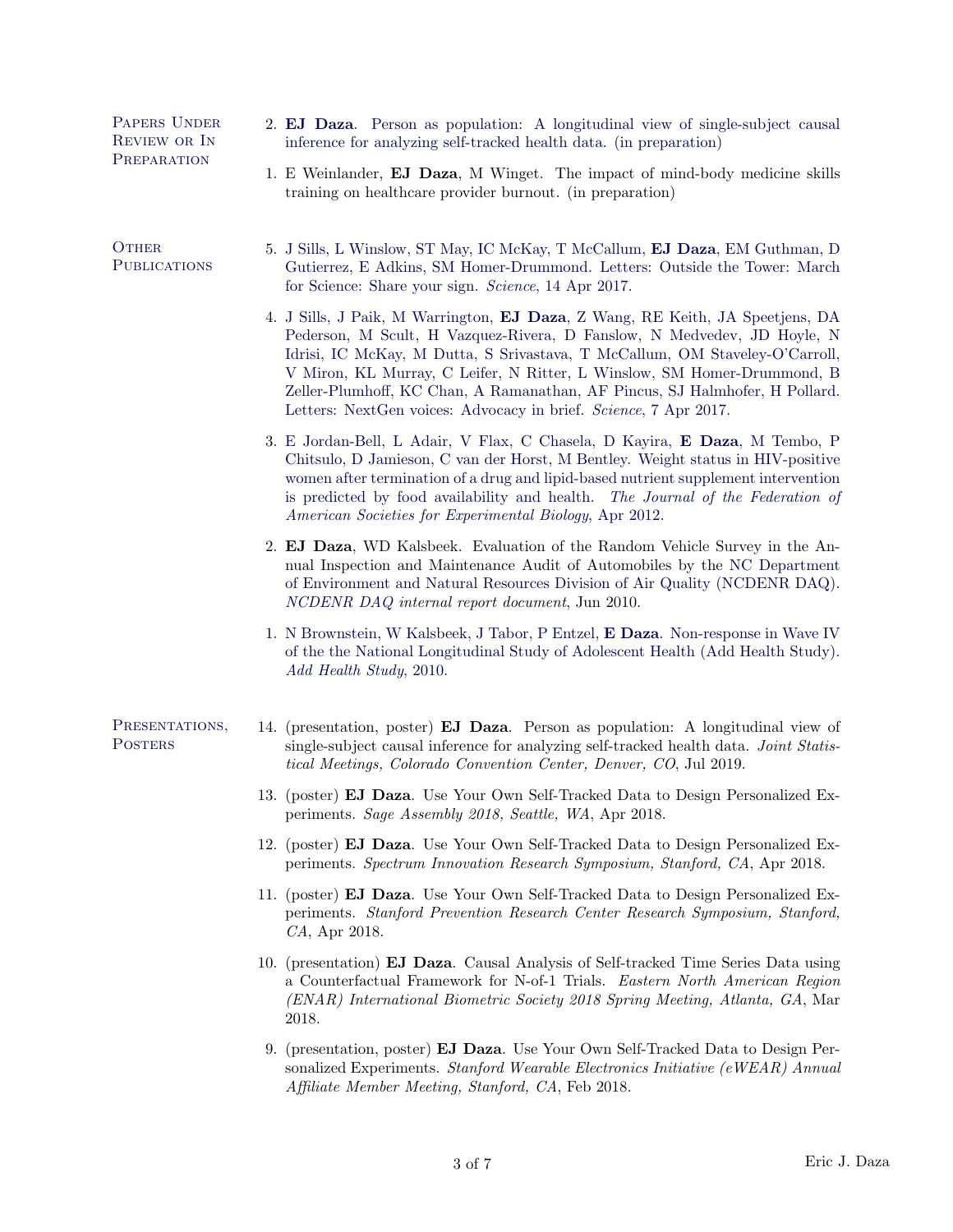## Papers Under Review or In Preparation

2. **EJ Daza**. Person as population: A longitudinal view of single-subject causal inference for analyzing self-tracked health data. (in preparation)

1. E Weinlander, **EJ Daza**, M Winget. The impact of mind-body medicine skills training on healthcare provider burnout. (in preparation)

## Other Publications

5. J Sills, L Winslow, ST May, IC McKay, T McCallum, **EJ Daza**, EM Guthman, D Gutierrez, E Adkins, SM Homer-Drummond. Letters: Outside the Tower: March for Science: Share your sign. *Science*, 14 Apr 2017.

4. J Sills, J Paik, M Warrington, **EJ Daza**, Z Wang, RE Keith, JA Speetjens, DA Pederson, M Scult, H Vazquez-Rivera, D Fanslow, N Medvedev, JD Hoyle, N Idrisi, IC McKay, M Dutta, S Srivastava, T McCallum, OM Staveley-O'Carroll, V Miron, KL Murray, C Leifer, N Ritter, L Winslow, SM Homer-Drummond, B Zeller-Plumhoff, KC Chan, A Ramanathan, AF Pincus, SJ Halmhofer, H Pollard. Letters: NextGen voices: Advocacy in brief. *Science*, 7 Apr 2017.

3. E Jordan-Bell, L Adair, V Flax, C Chasela, D Kayira, **E Daza**, M Tembo, P Chitsulo, D Jamieson, C van der Horst, M Bentley. Weight status in HIV-positive women after termination of a drug and lipid-based nutrient supplement intervention is predicted by food availability and health. *The Journal of the Federation of American Societies for Experimental Biology*, Apr 2012.

2. **EJ Daza**, WD Kalsbeek. Evaluation of the Random Vehicle Survey in the Annual Inspection and Maintenance Audit of Automobiles by the NC Department of Environment and Natural Resources Division of Air Quality (NCDENR DAQ). *NCDENR DAQ internal report document*, Jun 2010.

1. N Brownstein, W Kalsbeek, J Tabor, P Entzel, **E Daza**. Non-response in Wave IV of the the National Longitudinal Study of Adolescent Health (Add Health Study). *Add Health Study*, 2010.

## Presentations, Posters

14. (presentation, poster) **EJ Daza**. Person as population: A longitudinal view of single-subject causal inference for analyzing self-tracked health data. *Joint Statistical Meetings, Colorado Convention Center, Denver, CO*, Jul 2019.

13. (poster) **EJ Daza**. Use Your Own Self-Tracked Data to Design Personalized Experiments. *Sage Assembly 2018, Seattle, WA*, Apr 2018.

12. (poster) **EJ Daza**. Use Your Own Self-Tracked Data to Design Personalized Experiments. *Spectrum Innovation Research Symposium, Stanford, CA*, Apr 2018.

11. (poster) **EJ Daza**. Use Your Own Self-Tracked Data to Design Personalized Experiments. *Stanford Prevention Research Center Research Symposium, Stanford, CA*, Apr 2018.

10. (presentation) **EJ Daza**. Causal Analysis of Self-tracked Time Series Data using a Counterfactual Framework for N-of-1 Trials. *Eastern North American Region (ENAR) International Biometric Society 2018 Spring Meeting, Atlanta, GA*, Mar 2018.

9. (presentation, poster) **EJ Daza**. Use Your Own Self-Tracked Data to Design Personalized Experiments. *Stanford Wearable Electronics Initiative (eWEAR) Annual Affiliate Member Meeting, Stanford, CA*, Feb 2018.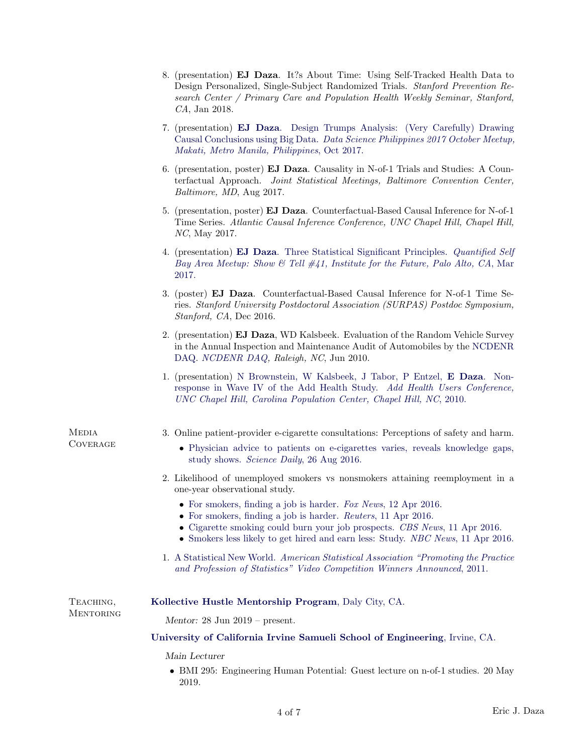8. (presentation) **EJ Daza**. It?s About Time: Using Self-Tracked Health Data to Design Personalized, Single-Subject Randomized Trials. *Stanford Prevention Research Center / Primary Care and Population Health Weekly Seminar, Stanford, CA*, Jan 2018.

7. (presentation) **EJ Daza**. Design Trumps Analysis: (Very Carefully) Drawing Causal Conclusions using Big Data. *Data Science Philippines 2017 October Meetup, Makati, Metro Manila, Philippines*, Oct 2017.

6. (presentation, poster) **EJ Daza**. Causality in N-of-1 Trials and Studies: A Counterfactual Approach. *Joint Statistical Meetings, Baltimore Convention Center, Baltimore, MD*, Aug 2017.

5. (presentation, poster) **EJ Daza**. Counterfactual-Based Causal Inference for N-of-1 Time Series. *Atlantic Causal Inference Conference, UNC Chapel Hill, Chapel Hill, NC*, May 2017.

4. (presentation) **EJ Daza**. Three Statistical Significant Principles. *Quantified Self Bay Area Meetup: Show & Tell #41, Institute for the Future, Palo Alto, CA*, Mar 2017.

3. (poster) **EJ Daza**. Counterfactual-Based Causal Inference for N-of-1 Time Series. *Stanford University Postdoctoral Association (SURPAS) Postdoc Symposium, Stanford, CA*, Dec 2016.

2. (presentation) **EJ Daza**, WD Kalsbeek. Evaluation of the Random Vehicle Survey in the Annual Inspection and Maintenance Audit of Automobiles by the NCDENR DAQ. *NCDENR DAQ, Raleigh, NC*, Jun 2010.

1. (presentation) N Brownstein, W Kalsbeek, J Tabor, P Entzel, **E Daza**. Nonresponse in Wave IV of the Add Health Study. *Add Health Users Conference, UNC Chapel Hill, Carolina Population Center, Chapel Hill, NC*, 2010.

## Media Coverage

3. Online patient-provider e-cigarette consultations: Perceptions of safety and harm.
   - Physician advice to patients on e-cigarettes varies, reveals knowledge gaps, study shows. *Science Daily*, 26 Aug 2016.

2. Likelihood of unemployed smokers vs nonsmokers attaining reemployment in a one-year observational study.
   - For smokers, finding a job is harder. *Fox News*, 12 Apr 2016.
   - For smokers, finding a job is harder. *Reuters*, 11 Apr 2016.
   - Cigarette smoking could burn your job prospects. *CBS News*, 11 Apr 2016.
   - Smokers less likely to get hired and earn less: Study. *NBC News*, 11 Apr 2016.

1. A Statistical New World. *American Statistical Association "Promoting the Practice and Profession of Statistics" Video Competition Winners Announced*, 2011.

## Teaching, Mentoring

**Kollective Hustle Mentorship Program**, Daly City, CA.

*Mentor:* 28 Jun 2019 – present.

**University of California Irvine Samueli School of Engineering**, Irvine, CA.

*Main Lecturer*

- BMI 295: Engineering Human Potential: Guest lecture on n-of-1 studies. 20 May 2019.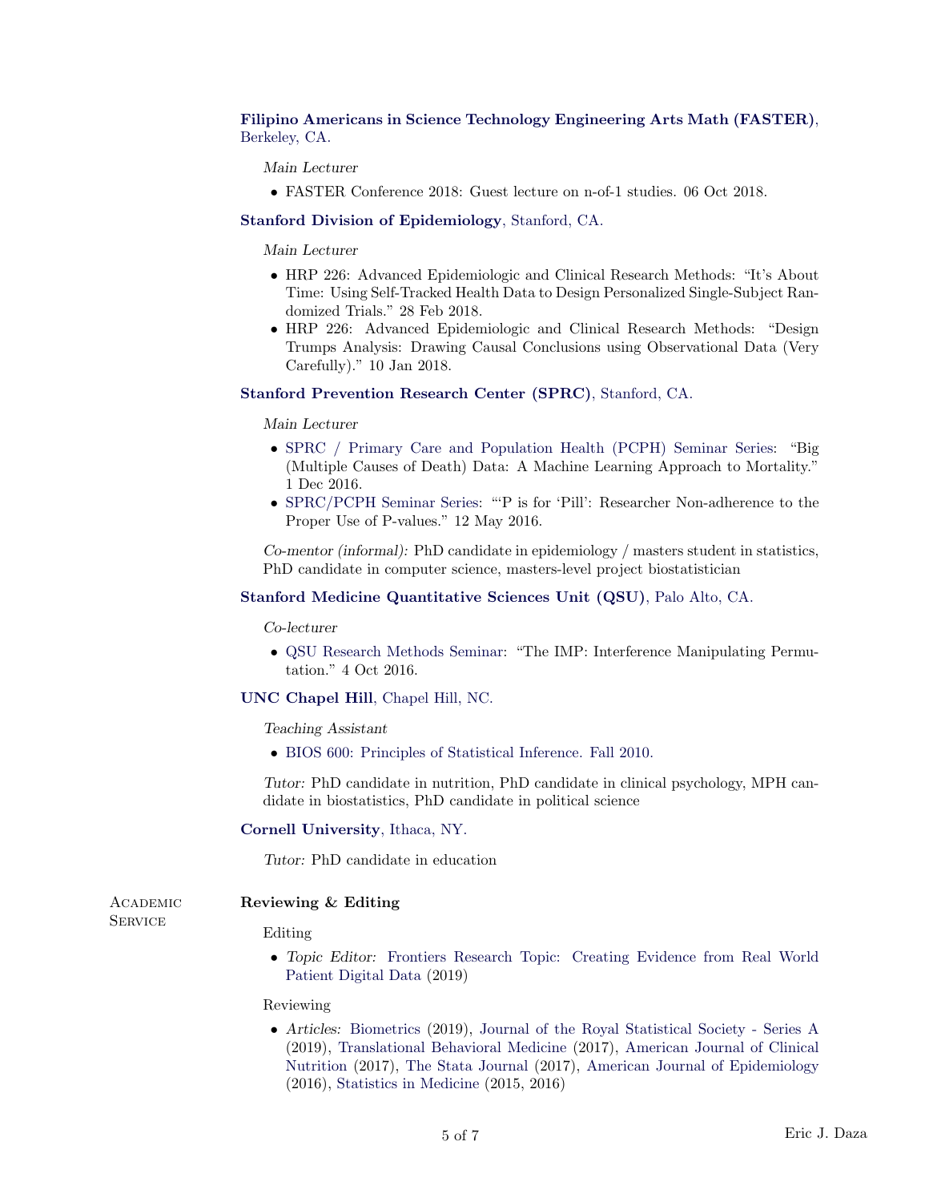**Filipino Americans in Science Technology Engineering Arts Math (FASTER)**, Berkeley, CA.

*Main Lecturer*

- FASTER Conference 2018: Guest lecture on n-of-1 studies. 06 Oct 2018.

**Stanford Division of Epidemiology**, Stanford, CA.

*Main Lecturer*

- HRP 226: Advanced Epidemiologic and Clinical Research Methods: "It's About Time: Using Self-Tracked Health Data to Design Personalized Single-Subject Randomized Trials." 28 Feb 2018.
- HRP 226: Advanced Epidemiologic and Clinical Research Methods: "Design Trumps Analysis: Drawing Causal Conclusions using Observational Data (Very Carefully)." 10 Jan 2018.

**Stanford Prevention Research Center (SPRC)**, Stanford, CA.

*Main Lecturer*

- SPRC / Primary Care and Population Health (PCPH) Seminar Series: "Big (Multiple Causes of Death) Data: A Machine Learning Approach to Mortality." 1 Dec 2016.
- SPRC/PCPH Seminar Series: "'P is for 'Pill': Researcher Non-adherence to the Proper Use of P-values." 12 May 2016.

*Co-mentor (informal):* PhD candidate in epidemiology / masters student in statistics, PhD candidate in computer science, masters-level project biostatistician

**Stanford Medicine Quantitative Sciences Unit (QSU)**, Palo Alto, CA.

*Co-lecturer*

- QSU Research Methods Seminar: "The IMP: Interference Manipulating Permutation." 4 Oct 2016.

**UNC Chapel Hill**, Chapel Hill, NC.

*Teaching Assistant*

- BIOS 600: Principles of Statistical Inference. Fall 2010.

*Tutor:* PhD candidate in nutrition, PhD candidate in clinical psychology, MPH candidate in biostatistics, PhD candidate in political science

**Cornell University**, Ithaca, NY.

*Tutor:* PhD candidate in education

## Academic Service

**Reviewing & Editing**

Editing

- *Topic Editor:* Frontiers Research Topic: Creating Evidence from Real World Patient Digital Data (2019)

Reviewing

- *Articles:* Biometrics (2019), Journal of the Royal Statistical Society - Series A (2019), Translational Behavioral Medicine (2017), American Journal of Clinical Nutrition (2017), The Stata Journal (2017), American Journal of Epidemiology (2016), Statistics in Medicine (2015, 2016)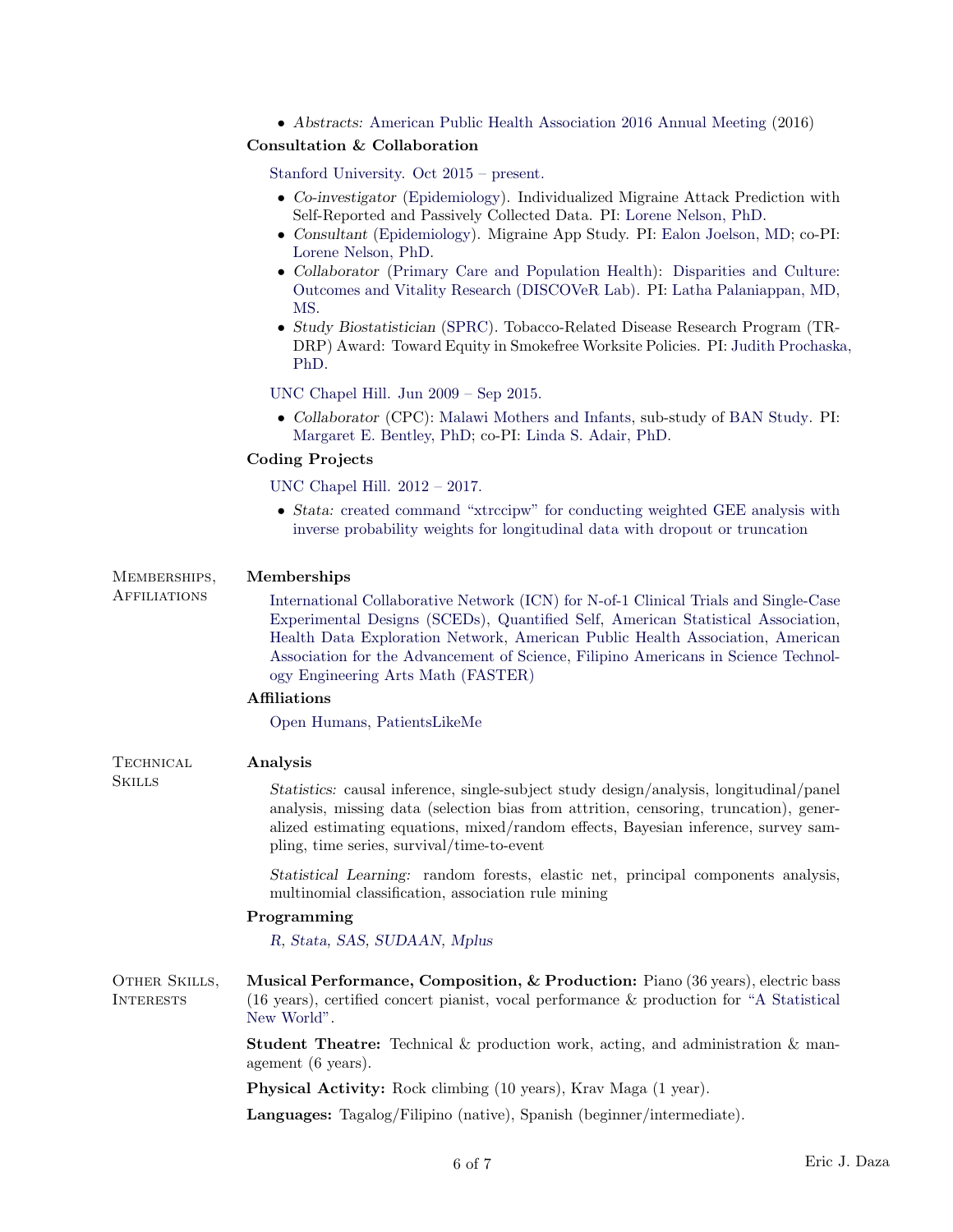- *Abstracts:* American Public Health Association 2016 Annual Meeting (2016)

### Consultation & Collaboration

Stanford University. Oct 2015 – present.

- *Co-investigator* (Epidemiology). Individualized Migraine Attack Prediction with Self-Reported and Passively Collected Data. PI: Lorene Nelson, PhD.
- *Consultant* (Epidemiology). Migraine App Study. PI: Ealon Joelson, MD; co-PI: Lorene Nelson, PhD.
- *Collaborator* (Primary Care and Population Health): Disparities and Culture: Outcomes and Vitality Research (DISCOVeR Lab). PI: Latha Palaniappan, MD, MS.
- *Study Biostatistician* (SPRC). Tobacco-Related Disease Research Program (TRDRP) Award: Toward Equity in Smokefree Worksite Policies. PI: Judith Prochaska, PhD.

UNC Chapel Hill. Jun 2009 – Sep 2015.

- *Collaborator* (CPC): Malawi Mothers and Infants, sub-study of BAN Study. PI: Margaret E. Bentley, PhD; co-PI: Linda S. Adair, PhD.

### Coding Projects

UNC Chapel Hill. 2012 – 2017.

- *Stata:* created command "xtrccipw" for conducting weighted GEE analysis with inverse probability weights for longitudinal data with dropout or truncation

## Memberships, Affiliations

### Memberships

International Collaborative Network (ICN) for N-of-1 Clinical Trials and Single-Case Experimental Designs (SCEDs), Quantified Self, American Statistical Association, Health Data Exploration Network, American Public Health Association, American Association for the Advancement of Science, Filipino Americans in Science Technology Engineering Arts Math (FASTER)

### Affiliations

Open Humans, PatientsLikeMe

## Technical Skills

### Analysis

*Statistics:* causal inference, single-subject study design/analysis, longitudinal/panel analysis, missing data (selection bias from attrition, censoring, truncation), generalized estimating equations, mixed/random effects, Bayesian inference, survey sampling, time series, survival/time-to-event

*Statistical Learning:* random forests, elastic net, principal components analysis, multinomial classification, association rule mining

### Programming

*R*, *Stata*, *SAS*, *SUDAAN*, *Mplus*

## Other Skills, Interests

**Musical Performance, Composition, & Production:** Piano (36 years), electric bass (16 years), certified concert pianist, vocal performance & production for "A Statistical New World".

**Student Theatre:** Technical & production work, acting, and administration & management (6 years).

**Physical Activity:** Rock climbing (10 years), Krav Maga (1 year).

**Languages:** Tagalog/Filipino (native), Spanish (beginner/intermediate).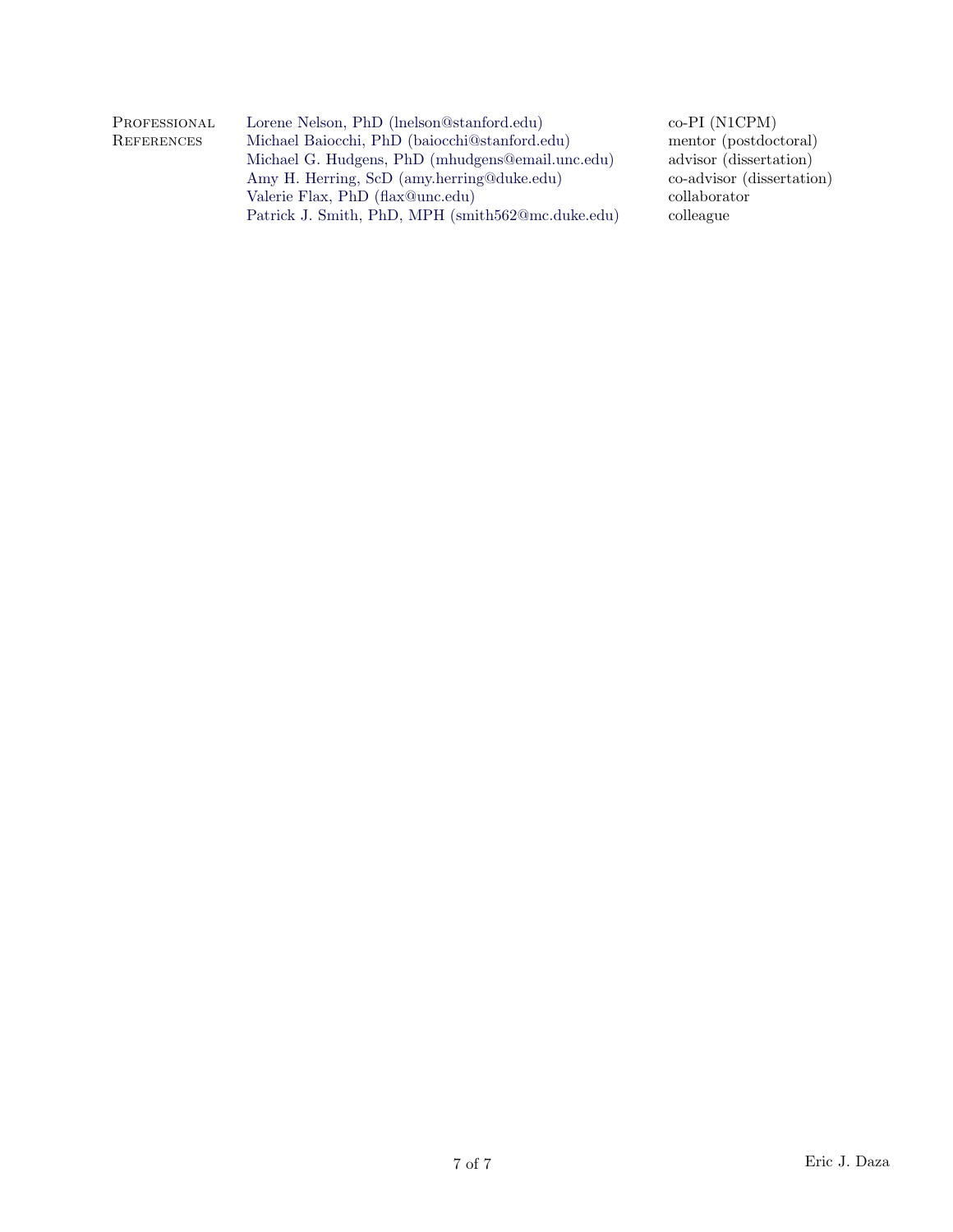## Professional References

| | |
|---|---|
| Lorene Nelson, PhD (lnelson@stanford.edu) | co-PI (N1CPM) |
| Michael Baiocchi, PhD (baiocchi@stanford.edu) | mentor (postdoctoral) |
| Michael G. Hudgens, PhD (mhudgens@email.unc.edu) | advisor (dissertation) |
| Amy H. Herring, ScD (amy.herring@duke.edu) | co-advisor (dissertation) |
| Valerie Flax, PhD (flax@unc.edu) | collaborator |
| Patrick J. Smith, PhD, MPH (smith562@mc.duke.edu) | colleague |